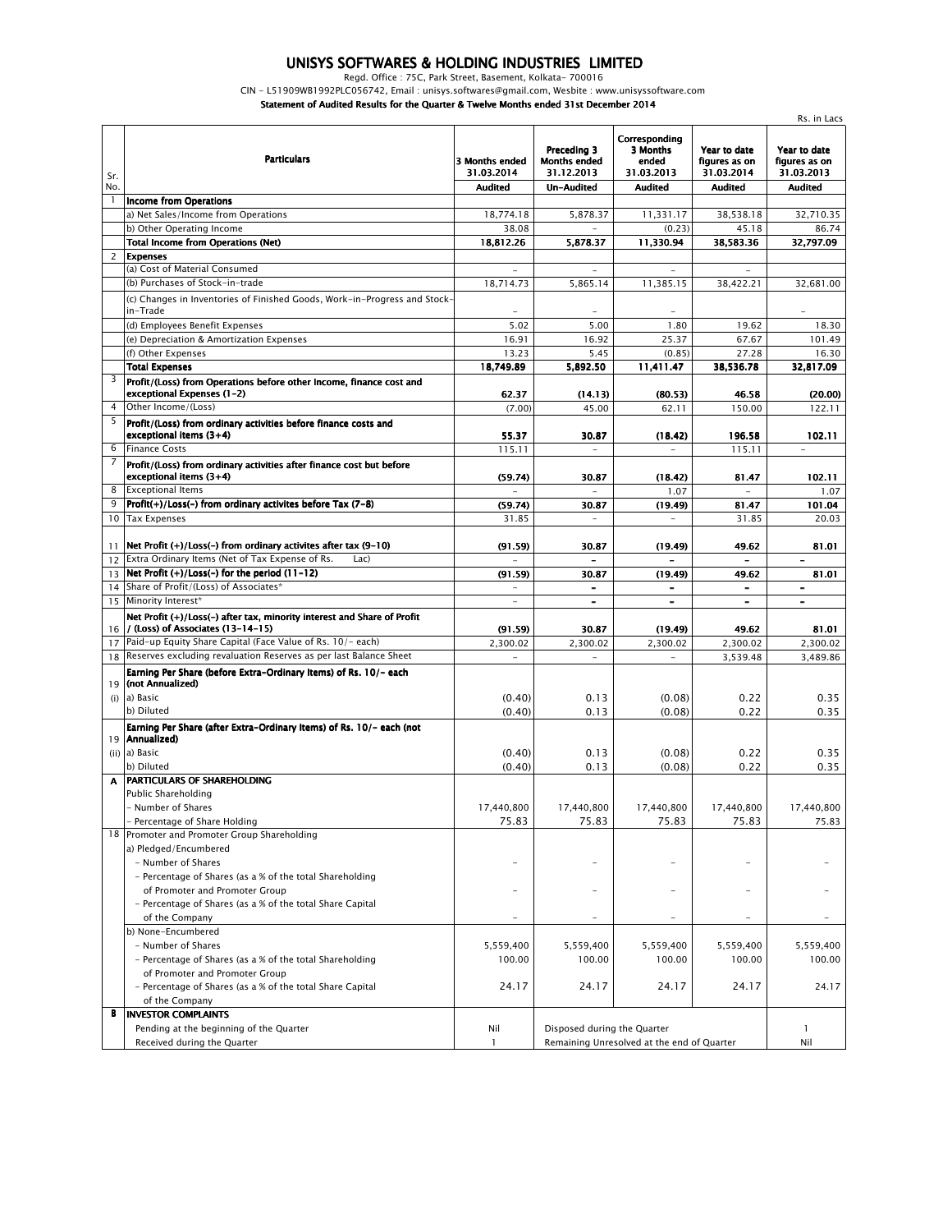# UNISYS SOFTWARES & HOLDING INDUSTRIES LIMITED

Regd. Office : 75C, Park Street, Basement, Kolkata- 700016

CIN - L51909WB1992PLC056742, Email : unisys.softwares@gmail.com, Wesbite : www.unisyssoftware.com

**Statement of Audited Results for the Quarter & Twelve Months ended 31st December 2014**

Rs. in Lacs

| Sr. No. | Particulars | 3 Months ended 31.03.2014 | Preceding 3 Months ended 31.12.2013 | Corresponding 3 Months ended 31.03.2013 | Year to date figures as on 31.03.2014 | Year to date figures as on 31.03.2013 |
|---|---|---|---|---|---|---|
| | | Audited | Un-Audited | Audited | Audited | Audited |
| 1 | **Income from Operations** | | | | | |
| | a) Net Sales/Income from Operations | 18,774.18 | 5,878.37 | 11,331.17 | 38,538.18 | 32,710.35 |
| | b) Other Operating Income | 38.08 | - | (0.23) | 45.18 | 86.74 |
| | **Total Income from Operations (Net)** | **18,812.26** | **5,878.37** | **11,330.94** | **38,583.36** | **32,797.09** |
| 2 | **Expenses** | | | | | |
| | (a) Cost of Material Consumed | - | - | - | - | |
| | (b) Purchases of Stock-in-trade | 18,714.73 | 5,865.14 | 11,385.15 | 38,422.21 | 32,681.00 |
| | (c) Changes in Inventories of Finished Goods, Work-in-Progress and Stock-in-Trade | - | - | - | | - |
| | (d) Employees Benefit Expenses | 5.02 | 5.00 | 1.80 | 19.62 | 18.30 |
| | (e) Depreciation & Amortization Expenses | 16.91 | 16.92 | 25.37 | 67.67 | 101.49 |
| | (f) Other Expenses | 13.23 | 5.45 | (0.85) | 27.28 | 16.30 |
| | **Total Expenses** | **18,749.89** | **5,892.50** | **11,411.47** | **38,536.78** | **32,817.09** |
| 3 | **Profit/(Loss) from Operations before other Income, finance cost and exceptional Expenses (1-2)** | **62.37** | **(14.13)** | **(80.53)** | **46.58** | **(20.00)** |
| 4 | Other Income/(Loss) | (7.00) | 45.00 | 62.11 | 150.00 | 122.11 |
| 5 | **Profit/(Loss) from ordinary activities before finance costs and exceptional items (3+4)** | **55.37** | **30.87** | **(18.42)** | **196.58** | **102.11** |
| 6 | Finance Costs | 115.11 | - | - | 115.11 | - |
| 7 | **Profit/(Loss) from ordinary activities after finance cost but before exceptional items (3+4)** | **(59.74)** | **30.87** | **(18.42)** | **81.47** | **102.11** |
| 8 | Exceptional Items | - | - | 1.07 | - | 1.07 |
| 9 | **Profit(+)/Loss(-) from ordinary activites before Tax (7-8)** | **(59.74)** | **30.87** | **(19.49)** | **81.47** | **101.04** |
| 10 | Tax Expenses | 31.85 | - | - | 31.85 | 20.03 |
| 11 | **Net Profit (+)/Loss(-) from ordinary activites after tax (9-10)** | **(91.59)** | **30.87** | **(19.49)** | **49.62** | **81.01** |
| 12 | Extra Ordinary Items (Net of Tax Expense of Rs. Lac) | - | - | - | - | - |
| 13 | **Net Profit (+)/Loss(-) for the period (11-12)** | **(91.59)** | **30.87** | **(19.49)** | **49.62** | **81.01** |
| 14 | Share of Profit/(Loss) of Associates* | - | - | - | - | - |
| 15 | Minority Interest* | - | - | - | - | - |
| 16 | **Net Profit (+)/Loss(-) after tax, minority interest and Share of Profit / (Loss) of Associates (13-14-15)** | **(91.59)** | **30.87** | **(19.49)** | **49.62** | **81.01** |
| 17 | Paid-up Equity Share Capital (Face Value of Rs. 10/- each) | 2,300.02 | 2,300.02 | 2,300.02 | 2,300.02 | 2,300.02 |
| 18 | Reserves excluding revaluation Reserves as per last Balance Sheet | - | - | - | 3,539.48 | 3,489.86 |
| 19 (i) | **Earning Per Share (before Extra-Ordinary items) of Rs. 10/- each (not Annualized)** | | | | | |
| | a) Basic | (0.40) | 0.13 | (0.08) | 0.22 | 0.35 |
| | b) Diluted | (0.40) | 0.13 | (0.08) | 0.22 | 0.35 |
| 19 (ii) | **Earning Per Share (after Extra-Ordinary items) of Rs. 10/- each (not Annualized)** | | | | | |
| | a) Basic | (0.40) | 0.13 | (0.08) | 0.22 | 0.35 |
| | b) Diluted | (0.40) | 0.13 | (0.08) | 0.22 | 0.35 |
| **A** | **PARTICULARS OF SHAREHOLDING** | | | | | |
| | Public Shareholding | | | | | |
| | - Number of Shares | 17,440,800 | 17,440,800 | 17,440,800 | 17,440,800 | 17,440,800 |
| | - Percentage of Share Holding | 75.83 | 75.83 | 75.83 | 75.83 | 75.83 |
| 18 | Promoter and Promoter Group Shareholding | | | | | |
| | a) Pledged/Encumbered | | | | | |
| | - Number of Shares | - | - | - | - | - |
| | - Percentage of Shares (as a % of the total Shareholding of Promoter and Promoter Group | - | - | - | - | - |
| | - Percentage of Shares (as a % of the total Share Capital of the Company | - | - | - | - | - |
| | b) None-Encumbered | | | | | |
| | - Number of Shares | 5,559,400 | 5,559,400 | 5,559,400 | 5,559,400 | 5,559,400 |
| | - Percentage of Shares (as a % of the total Shareholding of Promoter and Promoter Group | 100.00 | 100.00 | 100.00 | 100.00 | 100.00 |
| | - Percentage of Shares (as a % of the total Share Capital of the Company | 24.17 | 24.17 | 24.17 | 24.17 | 24.17 |
| **B** | **INVESTOR COMPLAINTS** | | | | | |
| | Pending at the beginning of the Quarter | Nil | Disposed during the Quarter | | | 1 |
| | Received during the Quarter | 1 | Remaining Unresolved at the end of Quarter | | | Nil |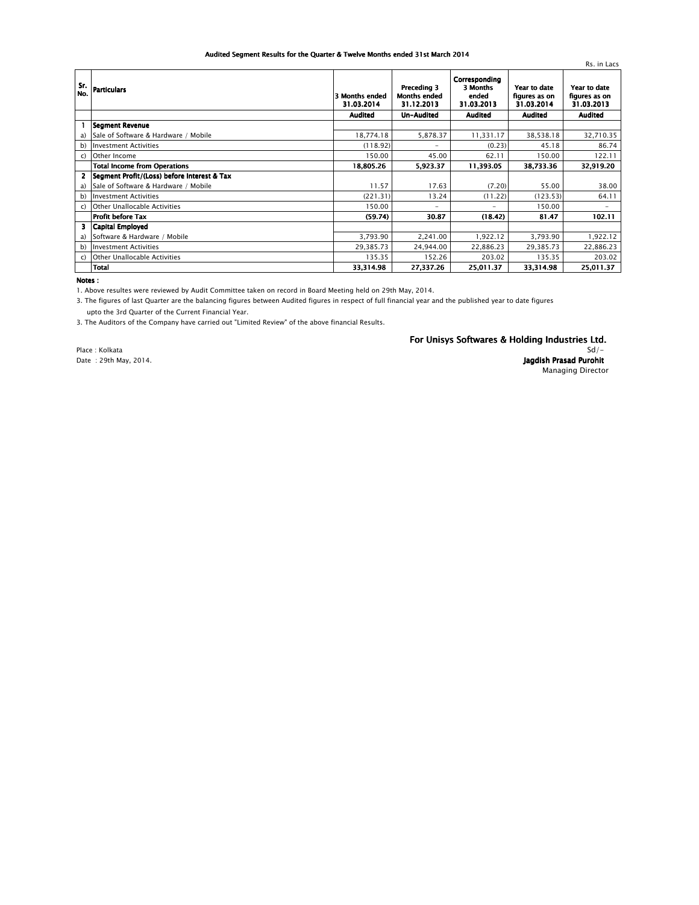## Audited Segment Results for the Quarter & Twelve Months ended 31st March 2014

Rs. in Lacs

| Sr. No. | Particulars | 3 Months ended 31.03.2014 | Preceding 3 Months ended 31.12.2013 | Corresponding 3 Months ended 31.03.2013 | Year to date figures as on 31.03.2014 | Year to date figures as on 31.03.2013 |
|---|---|---|---|---|---|---|
| | | **Audited** | **Un-Audited** | **Audited** | **Audited** | **Audited** |
| **1** | **Segment Revenue** | | | | | |
| a) | Sale of Software & Hardware / Mobile | 18,774.18 | 5,878.37 | 11,331.17 | 38,538.18 | 32,710.35 |
| b) | Investment Activities | (118.92) | - | (0.23) | 45.18 | 86.74 |
| c) | Other Income | 150.00 | 45.00 | 62.11 | 150.00 | 122.11 |
| | **Total Income from Operations** | **18,805.26** | **5,923.37** | **11,393.05** | **38,733.36** | **32,919.20** |
| **2** | **Segment Profit/(Loss) before Interest & Tax** | | | | | |
| a) | Sale of Software & Hardware / Mobile | 11.57 | 17.63 | (7.20) | 55.00 | 38.00 |
| b) | Investment Activities | (221.31) | 13.24 | (11.22) | (123.53) | 64.11 |
| c) | Other Unallocable Activities | 150.00 | - | - | 150.00 | - |
| | **Profit before Tax** | **(59.74)** | **30.87** | **(18.42)** | **81.47** | **102.11** |
| **3** | **Capital Employed** | | | | | |
| a) | Software & Hardware / Mobile | 3,793.90 | 2,241.00 | 1,922.12 | 3,793.90 | 1,922.12 |
| b) | Investment Activities | 29,385.73 | 24,944.00 | 22,886.23 | 29,385.73 | 22,886.23 |
| c) | Other Unallocable Activities | 135.35 | 152.26 | 203.02 | 135.35 | 203.02 |
| | **Total** | **33,314.98** | **27,337.26** | **25,011.37** | **33,314.98** | **25,011.37** |

**Notes :**

1. Above resultes were reviewed by Audit Committee taken on record in Board Meeting held on 29th May, 2014.

3. The figures of last Quarter are the balancing figures between Audited figures in respect of full financial year and the published year to date figures upto the 3rd Quarter of the Current Financial Year.

3. The Auditors of the Company have carried out "Limited Review" of the above financial Results.

**For Unisys Softwares & Holding Industries Ltd.**

Sd/-

**Jagdish Prasad Purohit**

Managing Director

Place : Kolkata

Date : 29th May, 2014.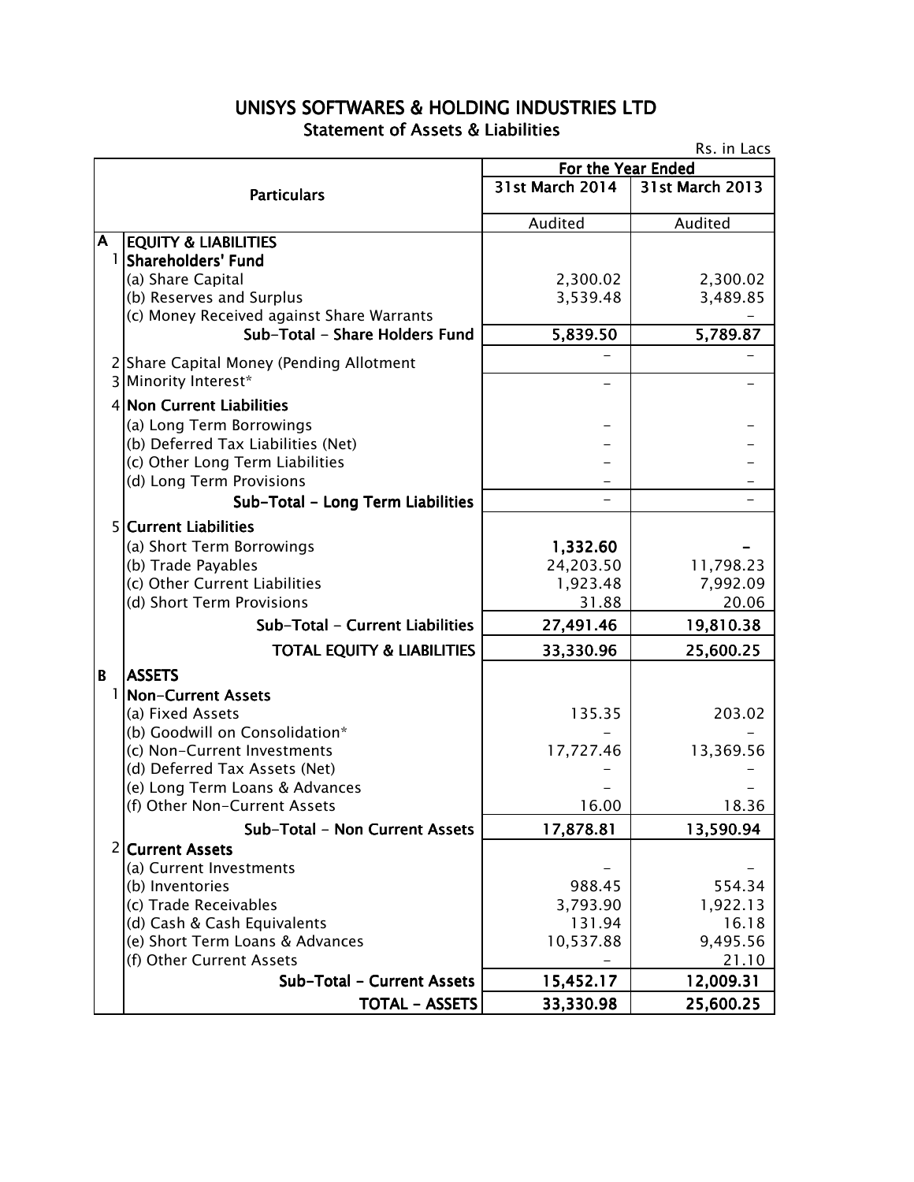# UNISYS SOFTWARES & HOLDING INDUSTRIES LTD

## Statement of Assets & Liabilities

Rs. in Lacs

| | Particulars | For the Year Ended | |
|---|---|---|---|
| | | 31st March 2014 | 31st March 2013 |
| | | Audited | Audited |
| **A** | **EQUITY & LIABILITIES** | | |
| 1 | **Shareholders' Fund** | | |
| | (a) Share Capital | 2,300.02 | 2,300.02 |
| | (b) Reserves and Surplus | 3,539.48 | 3,489.85 |
| | (c) Money Received against Share Warrants | | - |
| | **Sub-Total - Share Holders Fund** | **5,839.50** | **5,789.87** |
| 2 | Share Capital Money (Pending Allotment | - | - |
| 3 | Minority Interest* | - | - |
| 4 | **Non Current Liabilities** | | |
| | (a) Long Term Borrowings | - | - |
| | (b) Deferred Tax Liabilities (Net) | - | - |
| | (c) Other Long Term Liabilities | - | - |
| | (d) Long Term Provisions | - | - |
| | **Sub-Total - Long Term Liabilities** | - | - |
| 5 | **Current Liabilities** | | |
| | (a) Short Term Borrowings | **1,332.60** | **-** |
| | (b) Trade Payables | 24,203.50 | 11,798.23 |
| | (c) Other Current Liabilities | 1,923.48 | 7,992.09 |
| | (d) Short Term Provisions | 31.88 | 20.06 |
| | **Sub-Total - Current Liabilities** | **27,491.46** | **19,810.38** |
| | **TOTAL EQUITY & LIABILITIES** | **33,330.96** | **25,600.25** |
| **B** | **ASSETS** | | |
| 1 | **Non-Current Assets** | | |
| | (a) Fixed Assets | 135.35 | 203.02 |
| | (b) Goodwill on Consolidation* | - | - |
| | (c) Non-Current Investments | 17,727.46 | 13,369.56 |
| | (d) Deferred Tax Assets (Net) | - | - |
| | (e) Long Term Loans & Advances | - | - |
| | (f) Other Non-Current Assets | 16.00 | 18.36 |
| | **Sub-Total - Non Current Assets** | **17,878.81** | **13,590.94** |
| 2 | **Current Assets** | | |
| | (a) Current Investments | - | - |
| | (b) Inventories | 988.45 | 554.34 |
| | (c) Trade Receivables | 3,793.90 | 1,922.13 |
| | (d) Cash & Cash Equivalents | 131.94 | 16.18 |
| | (e) Short Term Loans & Advances | 10,537.88 | 9,495.56 |
| | (f) Other Current Assets | - | 21.10 |
| | **Sub-Total - Current Assets** | **15,452.17** | **12,009.31** |
| | **TOTAL - ASSETS** | **33,330.98** | **25,600.25** |